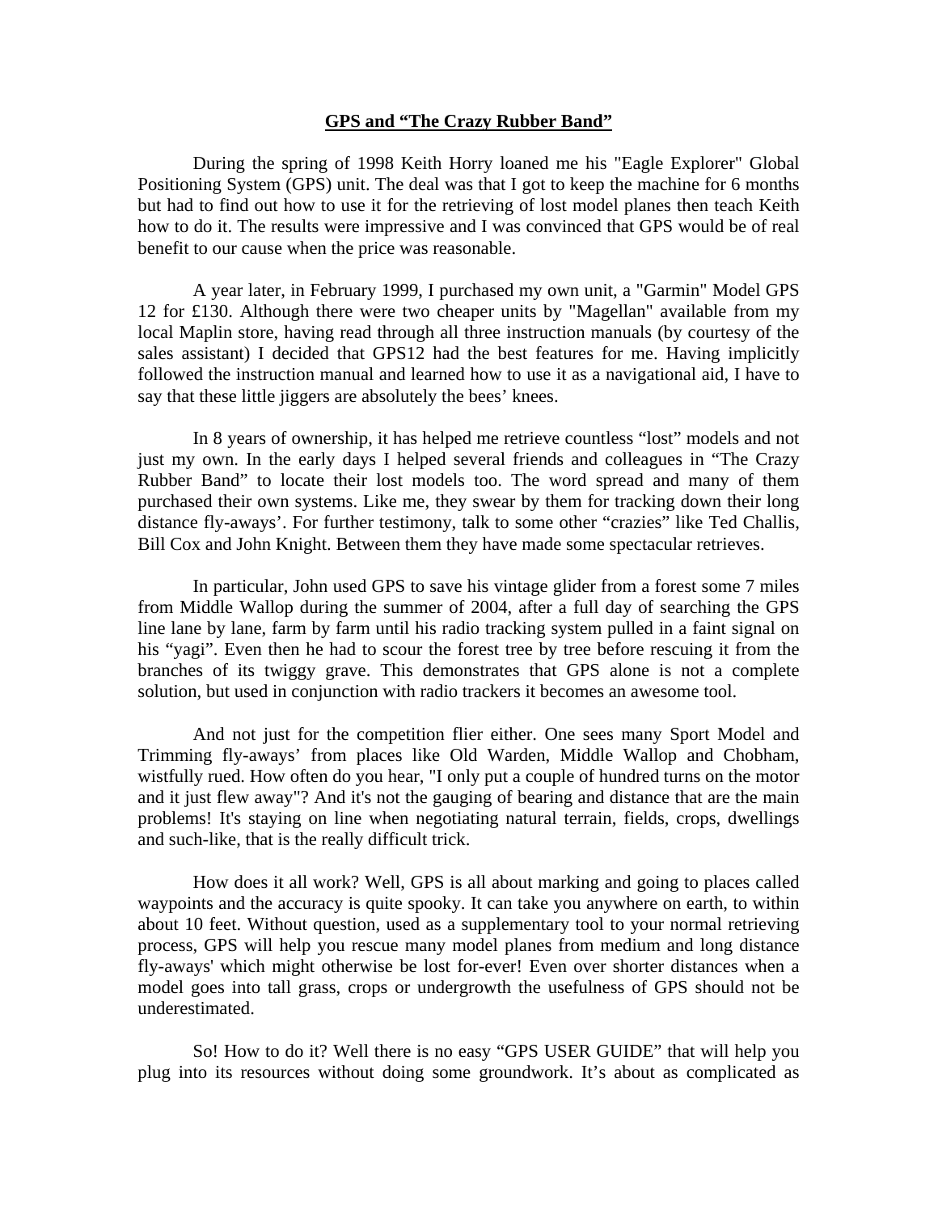**GPS and "The Crazy Rubber Band"**

During the spring of 1998 Keith Horry loaned me his "Eagle Explorer" Global Positioning System (GPS) unit. The deal was that I got to keep the machine for 6 months but had to find out how to use it for the retrieving of lost model planes then teach Keith how to do it. The results were impressive and I was convinced that GPS would be of real benefit to our cause when the price was reasonable.

A year later, in February 1999, I purchased my own unit, a "Garmin" Model GPS 12 for £130. Although there were two cheaper units by "Magellan" available from my local Maplin store, having read through all three instruction manuals (by courtesy of the sales assistant) I decided that GPS12 had the best features for me. Having implicitly followed the instruction manual and learned how to use it as a navigational aid, I have to say that these little jiggers are absolutely the bees' knees.

In 8 years of ownership, it has helped me retrieve countless "lost" models and not just my own. In the early days I helped several friends and colleagues in "The Crazy Rubber Band" to locate their lost models too. The word spread and many of them purchased their own systems. Like me, they swear by them for tracking down their long distance fly-aways'. For further testimony, talk to some other "crazies" like Ted Challis, Bill Cox and John Knight. Between them they have made some spectacular retrieves.

In particular, John used GPS to save his vintage glider from a forest some 7 miles from Middle Wallop during the summer of 2004, after a full day of searching the GPS line lane by lane, farm by farm until his radio tracking system pulled in a faint signal on his "yagi". Even then he had to scour the forest tree by tree before rescuing it from the branches of its twiggy grave. This demonstrates that GPS alone is not a complete solution, but used in conjunction with radio trackers it becomes an awesome tool.

And not just for the competition flier either. One sees many Sport Model and Trimming fly-aways' from places like Old Warden, Middle Wallop and Chobham, wistfully rued. How often do you hear, "I only put a couple of hundred turns on the motor and it just flew away"? And it's not the gauging of bearing and distance that are the main problems! It's staying on line when negotiating natural terrain, fields, crops, dwellings and such-like, that is the really difficult trick.

How does it all work? Well, GPS is all about marking and going to places called waypoints and the accuracy is quite spooky. It can take you anywhere on earth, to within about 10 feet. Without question, used as a supplementary tool to your normal retrieving process, GPS will help you rescue many model planes from medium and long distance fly-aways' which might otherwise be lost for-ever! Even over shorter distances when a model goes into tall grass, crops or undergrowth the usefulness of GPS should not be underestimated.

So! How to do it? Well there is no easy "GPS USER GUIDE" that will help you plug into its resources without doing some groundwork. It's about as complicated as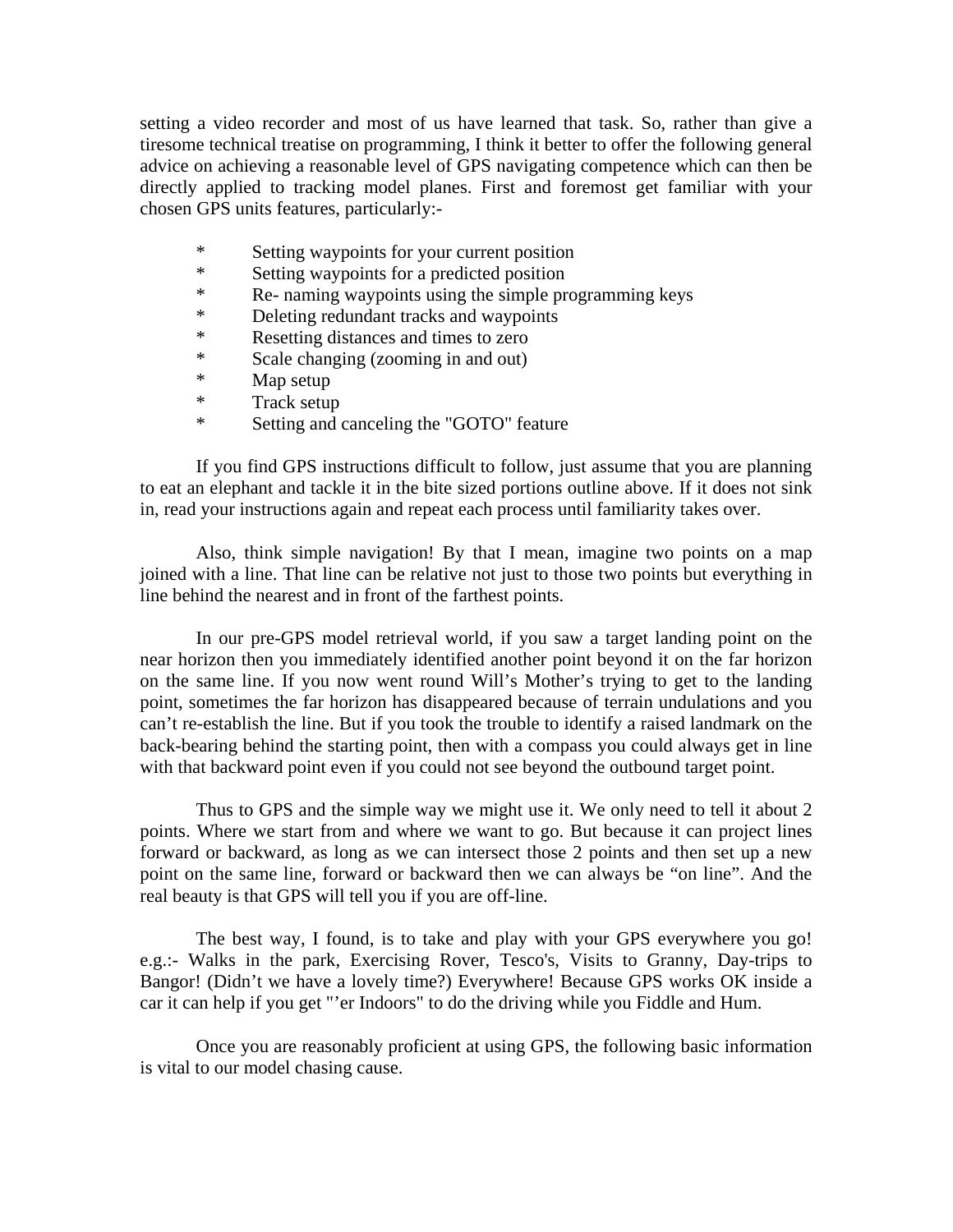setting a video recorder and most of us have learned that task. So, rather than give a tiresome technical treatise on programming, I think it better to offer the following general advice on achieving a reasonable level of GPS navigating competence which can then be directly applied to tracking model planes. First and foremost get familiar with your chosen GPS units features, particularly:-

* Setting waypoints for your current position
* Setting waypoints for a predicted position
* Re- naming waypoints using the simple programming keys
* Deleting redundant tracks and waypoints
* Resetting distances and times to zero
* Scale changing (zooming in and out)
* Map setup
* Track setup
* Setting and canceling the "GOTO" feature

If you find GPS instructions difficult to follow, just assume that you are planning to eat an elephant and tackle it in the bite sized portions outline above. If it does not sink in, read your instructions again and repeat each process until familiarity takes over.

Also, think simple navigation! By that I mean, imagine two points on a map joined with a line. That line can be relative not just to those two points but everything in line behind the nearest and in front of the farthest points.

In our pre-GPS model retrieval world, if you saw a target landing point on the near horizon then you immediately identified another point beyond it on the far horizon on the same line. If you now went round Will's Mother's trying to get to the landing point, sometimes the far horizon has disappeared because of terrain undulations and you can't re-establish the line. But if you took the trouble to identify a raised landmark on the back-bearing behind the starting point, then with a compass you could always get in line with that backward point even if you could not see beyond the outbound target point.

Thus to GPS and the simple way we might use it. We only need to tell it about 2 points. Where we start from and where we want to go. But because it can project lines forward or backward, as long as we can intersect those 2 points and then set up a new point on the same line, forward or backward then we can always be "on line". And the real beauty is that GPS will tell you if you are off-line.

The best way, I found, is to take and play with your GPS everywhere you go! e.g.:- Walks in the park, Exercising Rover, Tesco's, Visits to Granny, Day-trips to Bangor! (Didn't we have a lovely time?) Everywhere! Because GPS works OK inside a car it can help if you get "'er Indoors" to do the driving while you Fiddle and Hum.

Once you are reasonably proficient at using GPS, the following basic information is vital to our model chasing cause.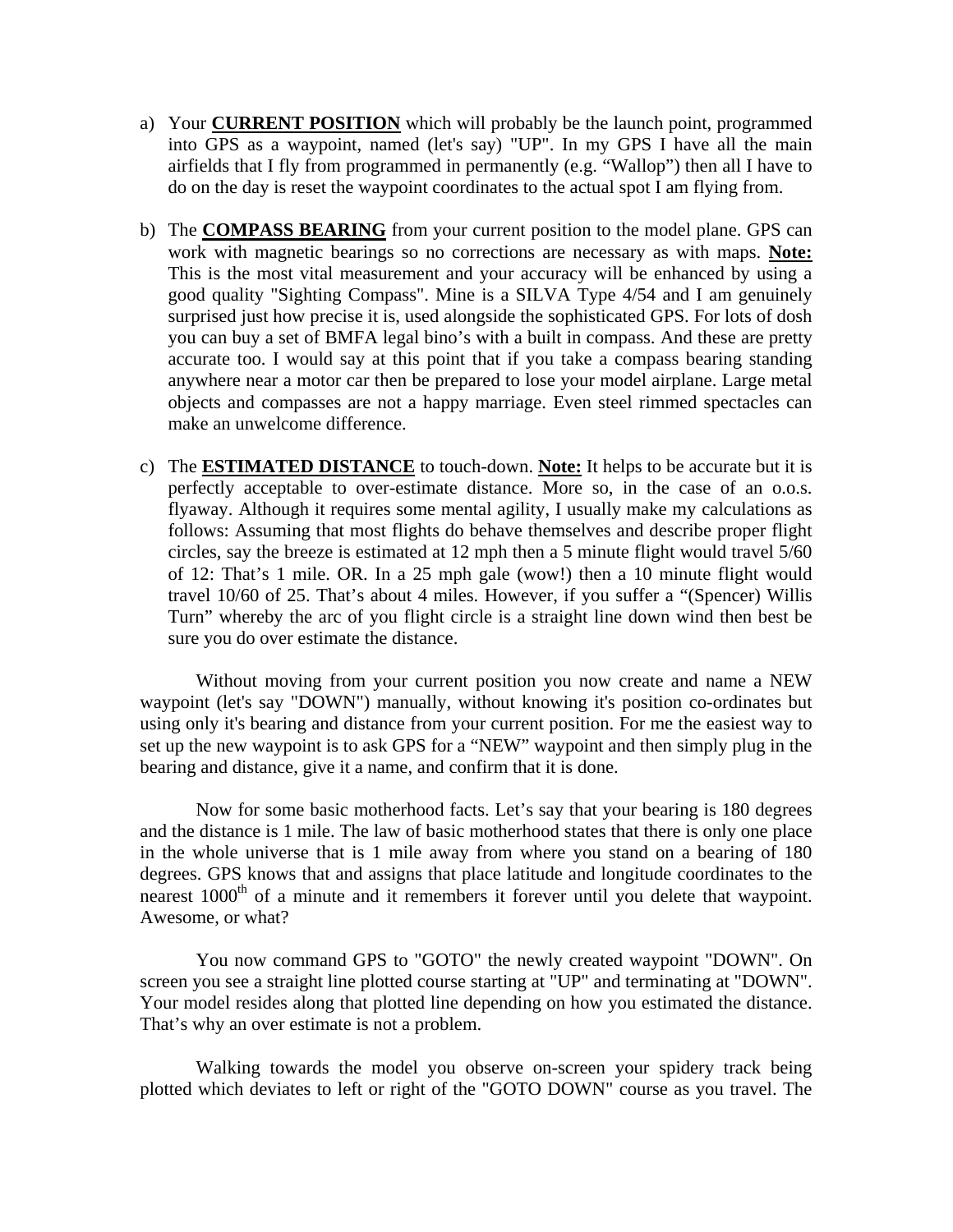a) Your **CURRENT POSITION** which will probably be the launch point, programmed into GPS as a waypoint, named (let's say) "UP". In my GPS I have all the main airfields that I fly from programmed in permanently (e.g. "Wallop") then all I have to do on the day is reset the waypoint coordinates to the actual spot I am flying from.

b) The **COMPASS BEARING** from your current position to the model plane. GPS can work with magnetic bearings so no corrections are necessary as with maps. **Note:** This is the most vital measurement and your accuracy will be enhanced by using a good quality "Sighting Compass". Mine is a SILVA Type 4/54 and I am genuinely surprised just how precise it is, used alongside the sophisticated GPS. For lots of dosh you can buy a set of BMFA legal bino's with a built in compass. And these are pretty accurate too. I would say at this point that if you take a compass bearing standing anywhere near a motor car then be prepared to lose your model airplane. Large metal objects and compasses are not a happy marriage. Even steel rimmed spectacles can make an unwelcome difference.

c) The **ESTIMATED DISTANCE** to touch-down. **Note:** It helps to be accurate but it is perfectly acceptable to over-estimate distance. More so, in the case of an o.o.s. flyaway. Although it requires some mental agility, I usually make my calculations as follows: Assuming that most flights do behave themselves and describe proper flight circles, say the breeze is estimated at 12 mph then a 5 minute flight would travel 5/60 of 12: That's 1 mile. OR. In a 25 mph gale (wow!) then a 10 minute flight would travel 10/60 of 25. That's about 4 miles. However, if you suffer a "(Spencer) Willis Turn" whereby the arc of you flight circle is a straight line down wind then best be sure you do over estimate the distance.

Without moving from your current position you now create and name a NEW waypoint (let's say "DOWN") manually, without knowing it's position co-ordinates but using only it's bearing and distance from your current position. For me the easiest way to set up the new waypoint is to ask GPS for a "NEW" waypoint and then simply plug in the bearing and distance, give it a name, and confirm that it is done.

Now for some basic motherhood facts. Let's say that your bearing is 180 degrees and the distance is 1 mile. The law of basic motherhood states that there is only one place in the whole universe that is 1 mile away from where you stand on a bearing of 180 degrees. GPS knows that and assigns that place latitude and longitude coordinates to the nearest 1000th of a minute and it remembers it forever until you delete that waypoint. Awesome, or what?

You now command GPS to "GOTO" the newly created waypoint "DOWN". On screen you see a straight line plotted course starting at "UP" and terminating at "DOWN". Your model resides along that plotted line depending on how you estimated the distance. That's why an over estimate is not a problem.

Walking towards the model you observe on-screen your spidery track being plotted which deviates to left or right of the "GOTO DOWN" course as you travel. The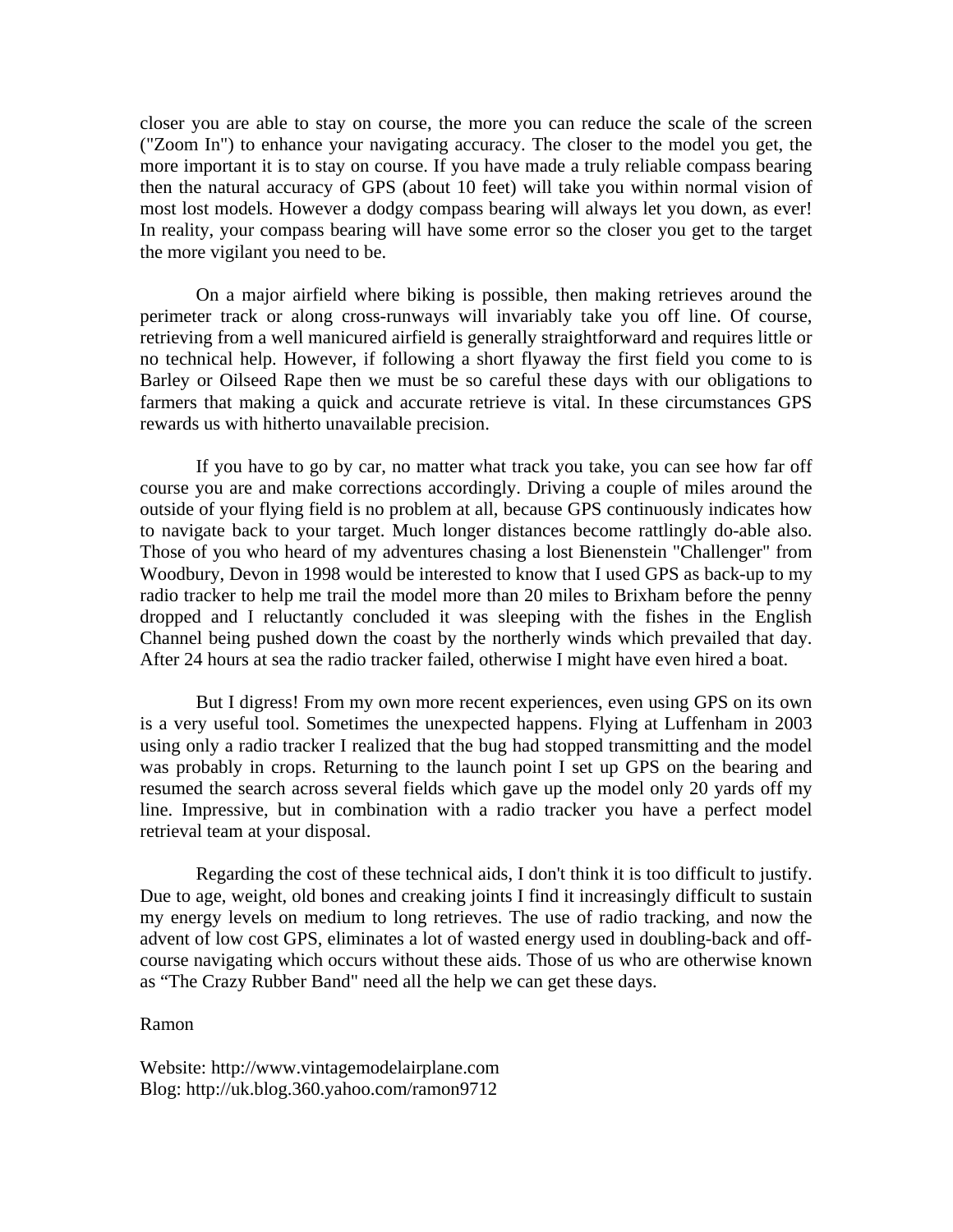closer you are able to stay on course, the more you can reduce the scale of the screen ("Zoom In") to enhance your navigating accuracy. The closer to the model you get, the more important it is to stay on course. If you have made a truly reliable compass bearing then the natural accuracy of GPS (about 10 feet) will take you within normal vision of most lost models. However a dodgy compass bearing will always let you down, as ever! In reality, your compass bearing will have some error so the closer you get to the target the more vigilant you need to be.

On a major airfield where biking is possible, then making retrieves around the perimeter track or along cross-runways will invariably take you off line. Of course, retrieving from a well manicured airfield is generally straightforward and requires little or no technical help. However, if following a short flyaway the first field you come to is Barley or Oilseed Rape then we must be so careful these days with our obligations to farmers that making a quick and accurate retrieve is vital. In these circumstances GPS rewards us with hitherto unavailable precision.

If you have to go by car, no matter what track you take, you can see how far off course you are and make corrections accordingly. Driving a couple of miles around the outside of your flying field is no problem at all, because GPS continuously indicates how to navigate back to your target. Much longer distances become rattlingly do-able also. Those of you who heard of my adventures chasing a lost Bienenstein "Challenger" from Woodbury, Devon in 1998 would be interested to know that I used GPS as back-up to my radio tracker to help me trail the model more than 20 miles to Brixham before the penny dropped and I reluctantly concluded it was sleeping with the fishes in the English Channel being pushed down the coast by the northerly winds which prevailed that day. After 24 hours at sea the radio tracker failed, otherwise I might have even hired a boat.

But I digress! From my own more recent experiences, even using GPS on its own is a very useful tool. Sometimes the unexpected happens. Flying at Luffenham in 2003 using only a radio tracker I realized that the bug had stopped transmitting and the model was probably in crops. Returning to the launch point I set up GPS on the bearing and resumed the search across several fields which gave up the model only 20 yards off my line. Impressive, but in combination with a radio tracker you have a perfect model retrieval team at your disposal.

Regarding the cost of these technical aids, I don't think it is too difficult to justify. Due to age, weight, old bones and creaking joints I find it increasingly difficult to sustain my energy levels on medium to long retrieves. The use of radio tracking, and now the advent of low cost GPS, eliminates a lot of wasted energy used in doubling-back and off-course navigating which occurs without these aids. Those of us who are otherwise known as "The Crazy Rubber Band" need all the help we can get these days.

Ramon

Website: http://www.vintagemodelairplane.com
Blog: http://uk.blog.360.yahoo.com/ramon9712